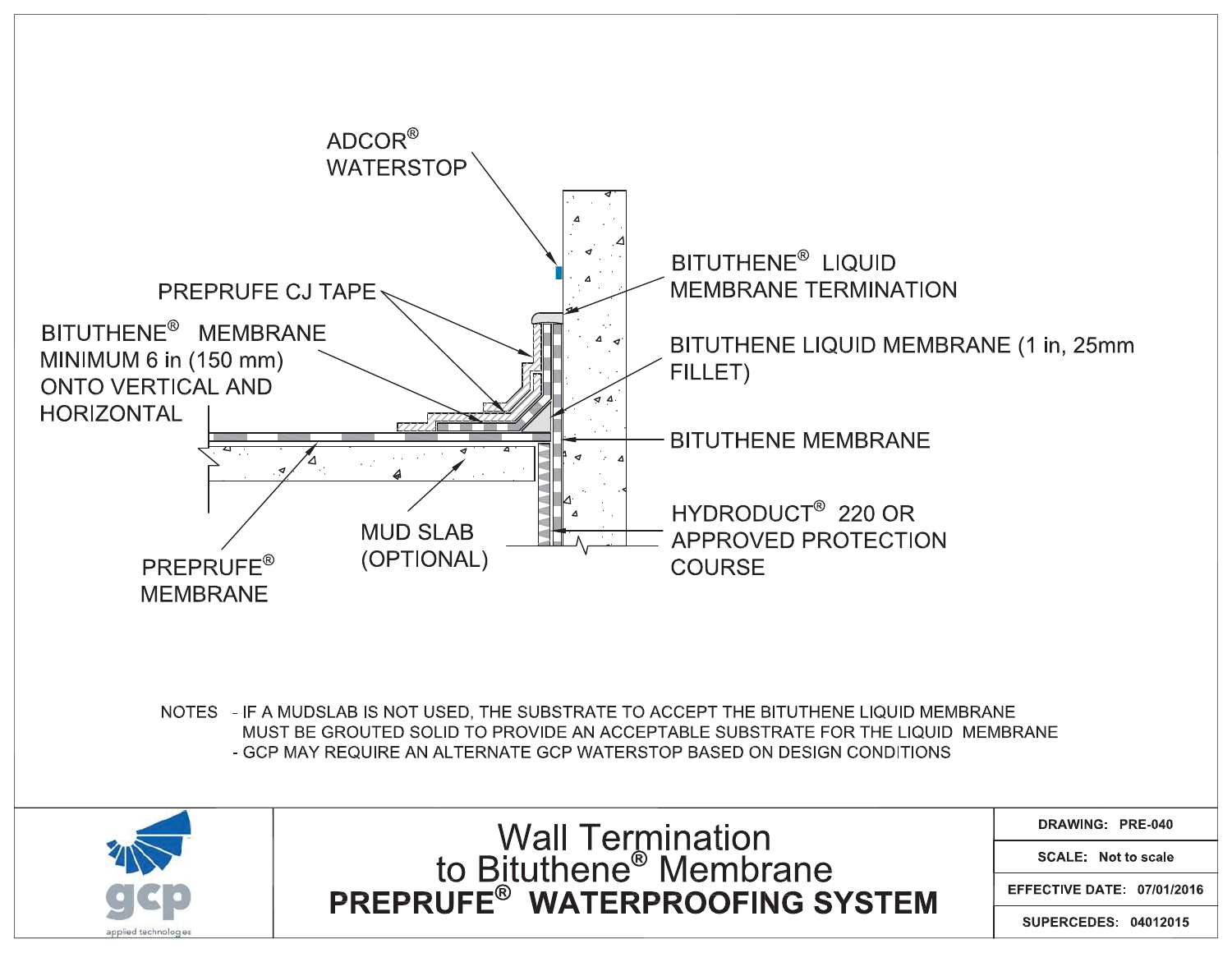ADCOR® WATERSTOP

PREPRUFE CJ TAPE

BITUTHENE® MEMBRANE MINIMUM 6 in (150 mm) ONTO VERTICAL AND HORIZONTAL

BITUTHENE® LIQUID MEMBRANE TERMINATION

BITUTHENE LIQUID MEMBRANE (1 in, 25mm FILLET)

BITUTHENE MEMBRANE

HYDRODUCT® 220 OR APPROVED PROTECTION COURSE

MUD SLAB (OPTIONAL)

PREPRUFE® MEMBRANE

NOTES
- IF A MUDSLAB IS NOT USED, THE SUBSTRATE TO ACCEPT THE BITUTHENE LIQUID MEMBRANE MUST BE GROUTED SOLID TO PROVIDE AN ACCEPTABLE SUBSTRATE FOR THE LIQUID MEMBRANE
- GCP MAY REQUIRE AN ALTERNATE GCP WATERSTOP BASED ON DESIGN CONDITIONS

gcp applied technologies

# Wall Termination to Bituthene® Membrane

## PREPRUFE® WATERPROOFING SYSTEM

| | |
|---|---|
| DRAWING: | PRE-040 |
| SCALE: | Not to scale |
| EFFECTIVE DATE: | 07/01/2016 |
| SUPERCEDES: | 04012015 |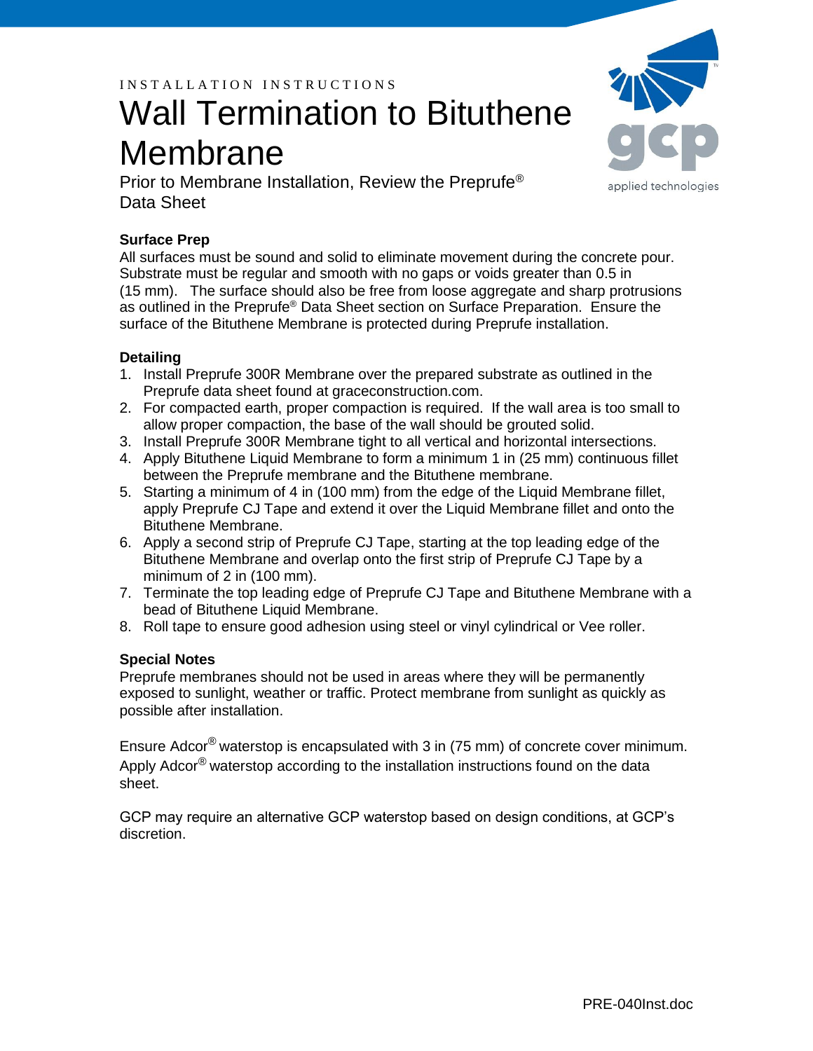INSTALLATION INSTRUCTIONS

# Wall Termination to Bituthene Membrane

Prior to Membrane Installation, Review the Preprufe® Data Sheet

**Surface Prep**

All surfaces must be sound and solid to eliminate movement during the concrete pour. Substrate must be regular and smooth with no gaps or voids greater than 0.5 in (15 mm). The surface should also be free from loose aggregate and sharp protrusions as outlined in the Preprufe® Data Sheet section on Surface Preparation. Ensure the surface of the Bituthene Membrane is protected during Preprufe installation.

**Detailing**

1. Install Preprufe 300R Membrane over the prepared substrate as outlined in the Preprufe data sheet found at graceconstruction.com.
2. For compacted earth, proper compaction is required. If the wall area is too small to allow proper compaction, the base of the wall should be grouted solid.
3. Install Preprufe 300R Membrane tight to all vertical and horizontal intersections.
4. Apply Bituthene Liquid Membrane to form a minimum 1 in (25 mm) continuous fillet between the Preprufe membrane and the Bituthene membrane.
5. Starting a minimum of 4 in (100 mm) from the edge of the Liquid Membrane fillet, apply Preprufe CJ Tape and extend it over the Liquid Membrane fillet and onto the Bituthene Membrane.
6. Apply a second strip of Preprufe CJ Tape, starting at the top leading edge of the Bituthene Membrane and overlap onto the first strip of Preprufe CJ Tape by a minimum of 2 in (100 mm).
7. Terminate the top leading edge of Preprufe CJ Tape and Bituthene Membrane with a bead of Bituthene Liquid Membrane.
8. Roll tape to ensure good adhesion using steel or vinyl cylindrical or Vee roller.

**Special Notes**

Preprufe membranes should not be used in areas where they will be permanently exposed to sunlight, weather or traffic. Protect membrane from sunlight as quickly as possible after installation.

Ensure Adcor® waterstop is encapsulated with 3 in (75 mm) of concrete cover minimum. Apply Adcor® waterstop according to the installation instructions found on the data sheet.

GCP may require an alternative GCP waterstop based on design conditions, at GCP's discretion.

PRE-040Inst.doc